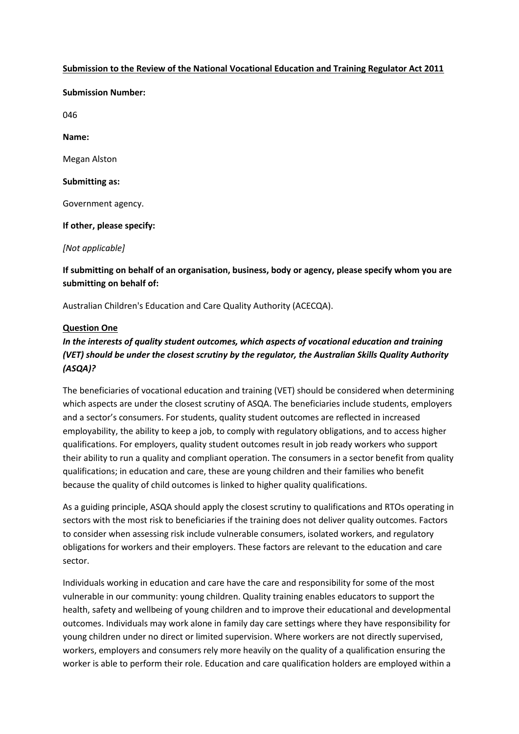**Submission to the Review of the National Vocational Education and Training Regulator Act 2011**

**Submission Number:**

046

**Name:**

Megan Alston

**Submitting as:**

Government agency.

**If other, please specify:**

*[Not applicable]*

**If submitting on behalf of an organisation, business, body or agency, please specify whom you are submitting on behalf of:**

Australian Children's Education and Care Quality Authority (ACECQA).

## Question One

***In the interests of quality student outcomes, which aspects of vocational education and training (VET) should be under the closest scrutiny by the regulator, the Australian Skills Quality Authority (ASQA)?***

The beneficiaries of vocational education and training (VET) should be considered when determining which aspects are under the closest scrutiny of ASQA. The beneficiaries include students, employers and a sector's consumers. For students, quality student outcomes are reflected in increased employability, the ability to keep a job, to comply with regulatory obligations, and to access higher qualifications. For employers, quality student outcomes result in job ready workers who support their ability to run a quality and compliant operation. The consumers in a sector benefit from quality qualifications; in education and care, these are young children and their families who benefit because the quality of child outcomes is linked to higher quality qualifications.

As a guiding principle, ASQA should apply the closest scrutiny to qualifications and RTOs operating in sectors with the most risk to beneficiaries if the training does not deliver quality outcomes. Factors to consider when assessing risk include vulnerable consumers, isolated workers, and regulatory obligations for workers and their employers. These factors are relevant to the education and care sector.

Individuals working in education and care have the care and responsibility for some of the most vulnerable in our community: young children. Quality training enables educators to support the health, safety and wellbeing of young children and to improve their educational and developmental outcomes. Individuals may work alone in family day care settings where they have responsibility for young children under no direct or limited supervision. Where workers are not directly supervised, workers, employers and consumers rely more heavily on the quality of a qualification ensuring the worker is able to perform their role. Education and care qualification holders are employed within a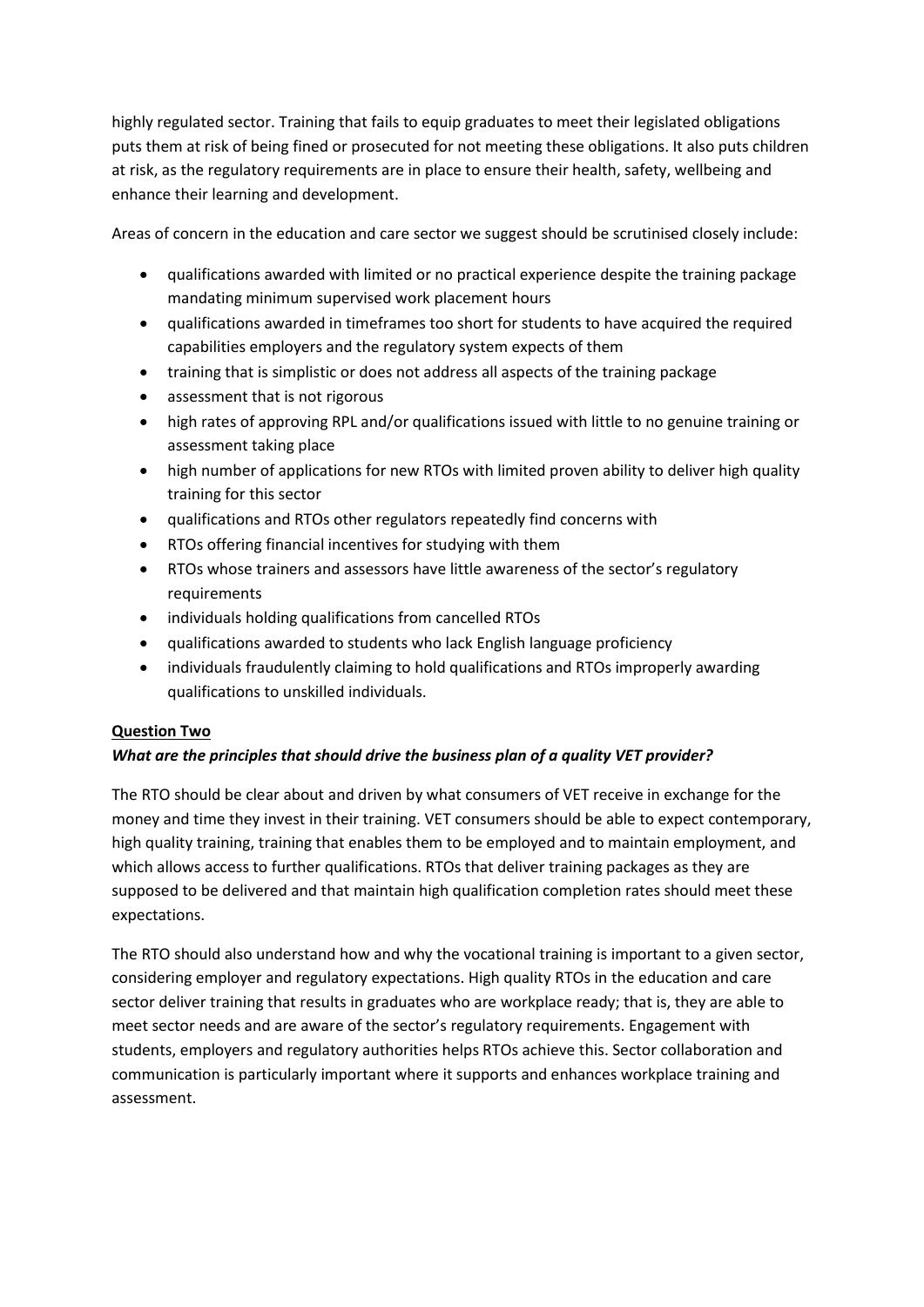highly regulated sector. Training that fails to equip graduates to meet their legislated obligations puts them at risk of being fined or prosecuted for not meeting these obligations. It also puts children at risk, as the regulatory requirements are in place to ensure their health, safety, wellbeing and enhance their learning and development.

Areas of concern in the education and care sector we suggest should be scrutinised closely include:

- qualifications awarded with limited or no practical experience despite the training package mandating minimum supervised work placement hours
- qualifications awarded in timeframes too short for students to have acquired the required capabilities employers and the regulatory system expects of them
- training that is simplistic or does not address all aspects of the training package
- assessment that is not rigorous
- high rates of approving RPL and/or qualifications issued with little to no genuine training or assessment taking place
- high number of applications for new RTOs with limited proven ability to deliver high quality training for this sector
- qualifications and RTOs other regulators repeatedly find concerns with
- RTOs offering financial incentives for studying with them
- RTOs whose trainers and assessors have little awareness of the sector's regulatory requirements
- individuals holding qualifications from cancelled RTOs
- qualifications awarded to students who lack English language proficiency
- individuals fraudulently claiming to hold qualifications and RTOs improperly awarding qualifications to unskilled individuals.

**Question Two**

***What are the principles that should drive the business plan of a quality VET provider?***

The RTO should be clear about and driven by what consumers of VET receive in exchange for the money and time they invest in their training. VET consumers should be able to expect contemporary, high quality training, training that enables them to be employed and to maintain employment, and which allows access to further qualifications. RTOs that deliver training packages as they are supposed to be delivered and that maintain high qualification completion rates should meet these expectations.

The RTO should also understand how and why the vocational training is important to a given sector, considering employer and regulatory expectations. High quality RTOs in the education and care sector deliver training that results in graduates who are workplace ready; that is, they are able to meet sector needs and are aware of the sector's regulatory requirements. Engagement with students, employers and regulatory authorities helps RTOs achieve this. Sector collaboration and communication is particularly important where it supports and enhances workplace training and assessment.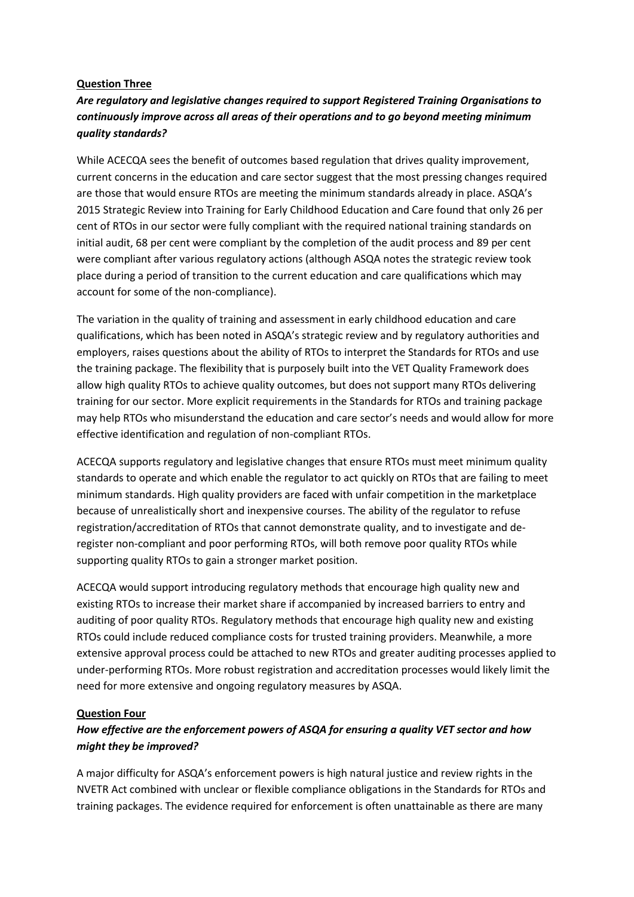**Question Three**

***Are regulatory and legislative changes required to support Registered Training Organisations to continuously improve across all areas of their operations and to go beyond meeting minimum quality standards?***

While ACECQA sees the benefit of outcomes based regulation that drives quality improvement, current concerns in the education and care sector suggest that the most pressing changes required are those that would ensure RTOs are meeting the minimum standards already in place. ASQA's 2015 Strategic Review into Training for Early Childhood Education and Care found that only 26 per cent of RTOs in our sector were fully compliant with the required national training standards on initial audit, 68 per cent were compliant by the completion of the audit process and 89 per cent were compliant after various regulatory actions (although ASQA notes the strategic review took place during a period of transition to the current education and care qualifications which may account for some of the non-compliance).

The variation in the quality of training and assessment in early childhood education and care qualifications, which has been noted in ASQA's strategic review and by regulatory authorities and employers, raises questions about the ability of RTOs to interpret the Standards for RTOs and use the training package. The flexibility that is purposely built into the VET Quality Framework does allow high quality RTOs to achieve quality outcomes, but does not support many RTOs delivering training for our sector. More explicit requirements in the Standards for RTOs and training package may help RTOs who misunderstand the education and care sector's needs and would allow for more effective identification and regulation of non-compliant RTOs.

ACECQA supports regulatory and legislative changes that ensure RTOs must meet minimum quality standards to operate and which enable the regulator to act quickly on RTOs that are failing to meet minimum standards. High quality providers are faced with unfair competition in the marketplace because of unrealistically short and inexpensive courses. The ability of the regulator to refuse registration/accreditation of RTOs that cannot demonstrate quality, and to investigate and de-register non-compliant and poor performing RTOs, will both remove poor quality RTOs while supporting quality RTOs to gain a stronger market position.

ACECQA would support introducing regulatory methods that encourage high quality new and existing RTOs to increase their market share if accompanied by increased barriers to entry and auditing of poor quality RTOs. Regulatory methods that encourage high quality new and existing RTOs could include reduced compliance costs for trusted training providers. Meanwhile, a more extensive approval process could be attached to new RTOs and greater auditing processes applied to under-performing RTOs. More robust registration and accreditation processes would likely limit the need for more extensive and ongoing regulatory measures by ASQA.

**Question Four**

***How effective are the enforcement powers of ASQA for ensuring a quality VET sector and how might they be improved?***

A major difficulty for ASQA's enforcement powers is high natural justice and review rights in the NVETR Act combined with unclear or flexible compliance obligations in the Standards for RTOs and training packages. The evidence required for enforcement is often unattainable as there are many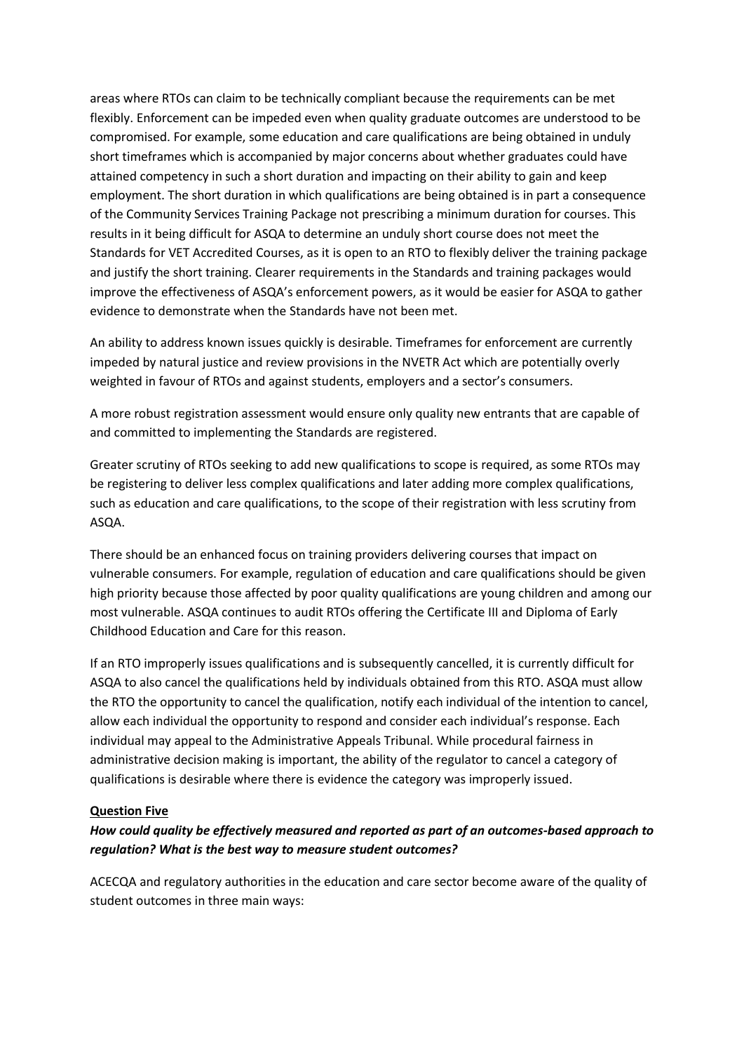areas where RTOs can claim to be technically compliant because the requirements can be met flexibly. Enforcement can be impeded even when quality graduate outcomes are understood to be compromised. For example, some education and care qualifications are being obtained in unduly short timeframes which is accompanied by major concerns about whether graduates could have attained competency in such a short duration and impacting on their ability to gain and keep employment. The short duration in which qualifications are being obtained is in part a consequence of the Community Services Training Package not prescribing a minimum duration for courses. This results in it being difficult for ASQA to determine an unduly short course does not meet the Standards for VET Accredited Courses, as it is open to an RTO to flexibly deliver the training package and justify the short training. Clearer requirements in the Standards and training packages would improve the effectiveness of ASQA's enforcement powers, as it would be easier for ASQA to gather evidence to demonstrate when the Standards have not been met.

An ability to address known issues quickly is desirable. Timeframes for enforcement are currently impeded by natural justice and review provisions in the NVETR Act which are potentially overly weighted in favour of RTOs and against students, employers and a sector's consumers.

A more robust registration assessment would ensure only quality new entrants that are capable of and committed to implementing the Standards are registered.

Greater scrutiny of RTOs seeking to add new qualifications to scope is required, as some RTOs may be registering to deliver less complex qualifications and later adding more complex qualifications, such as education and care qualifications, to the scope of their registration with less scrutiny from ASQA.

There should be an enhanced focus on training providers delivering courses that impact on vulnerable consumers. For example, regulation of education and care qualifications should be given high priority because those affected by poor quality qualifications are young children and among our most vulnerable. ASQA continues to audit RTOs offering the Certificate III and Diploma of Early Childhood Education and Care for this reason.

If an RTO improperly issues qualifications and is subsequently cancelled, it is currently difficult for ASQA to also cancel the qualifications held by individuals obtained from this RTO. ASQA must allow the RTO the opportunity to cancel the qualification, notify each individual of the intention to cancel, allow each individual the opportunity to respond and consider each individual's response. Each individual may appeal to the Administrative Appeals Tribunal. While procedural fairness in administrative decision making is important, the ability of the regulator to cancel a category of qualifications is desirable where there is evidence the category was improperly issued.

**Question Five**

***How could quality be effectively measured and reported as part of an outcomes-based approach to regulation? What is the best way to measure student outcomes?***

ACECQA and regulatory authorities in the education and care sector become aware of the quality of student outcomes in three main ways: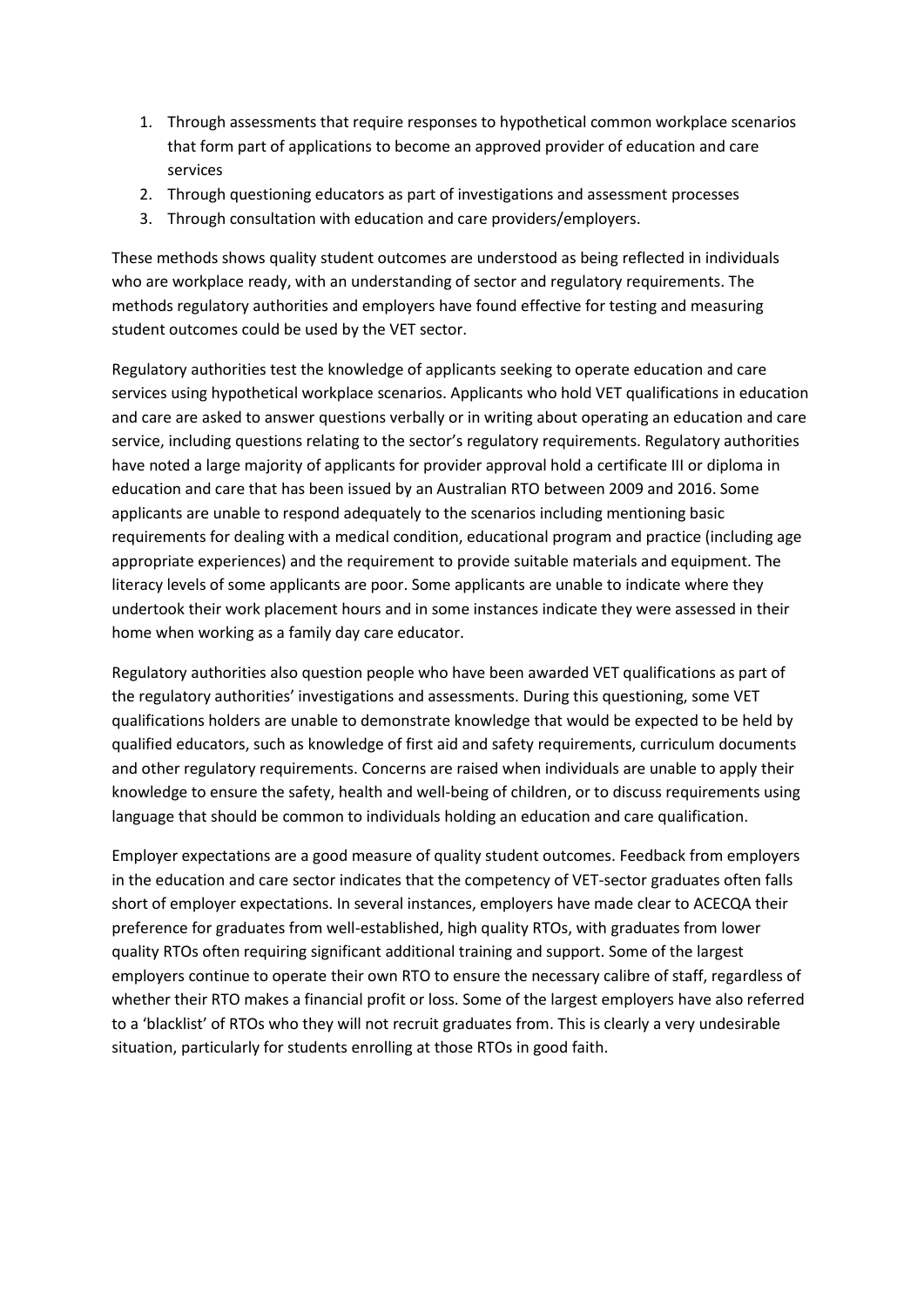1. Through assessments that require responses to hypothetical common workplace scenarios that form part of applications to become an approved provider of education and care services
2. Through questioning educators as part of investigations and assessment processes
3. Through consultation with education and care providers/employers.

These methods shows quality student outcomes are understood as being reflected in individuals who are workplace ready, with an understanding of sector and regulatory requirements. The methods regulatory authorities and employers have found effective for testing and measuring student outcomes could be used by the VET sector.

Regulatory authorities test the knowledge of applicants seeking to operate education and care services using hypothetical workplace scenarios. Applicants who hold VET qualifications in education and care are asked to answer questions verbally or in writing about operating an education and care service, including questions relating to the sector's regulatory requirements. Regulatory authorities have noted a large majority of applicants for provider approval hold a certificate III or diploma in education and care that has been issued by an Australian RTO between 2009 and 2016. Some applicants are unable to respond adequately to the scenarios including mentioning basic requirements for dealing with a medical condition, educational program and practice (including age appropriate experiences) and the requirement to provide suitable materials and equipment. The literacy levels of some applicants are poor. Some applicants are unable to indicate where they undertook their work placement hours and in some instances indicate they were assessed in their home when working as a family day care educator.

Regulatory authorities also question people who have been awarded VET qualifications as part of the regulatory authorities' investigations and assessments. During this questioning, some VET qualifications holders are unable to demonstrate knowledge that would be expected to be held by qualified educators, such as knowledge of first aid and safety requirements, curriculum documents and other regulatory requirements. Concerns are raised when individuals are unable to apply their knowledge to ensure the safety, health and well-being of children, or to discuss requirements using language that should be common to individuals holding an education and care qualification.

Employer expectations are a good measure of quality student outcomes. Feedback from employers in the education and care sector indicates that the competency of VET-sector graduates often falls short of employer expectations. In several instances, employers have made clear to ACECQA their preference for graduates from well-established, high quality RTOs, with graduates from lower quality RTOs often requiring significant additional training and support. Some of the largest employers continue to operate their own RTO to ensure the necessary calibre of staff, regardless of whether their RTO makes a financial profit or loss. Some of the largest employers have also referred to a 'blacklist' of RTOs who they will not recruit graduates from. This is clearly a very undesirable situation, particularly for students enrolling at those RTOs in good faith.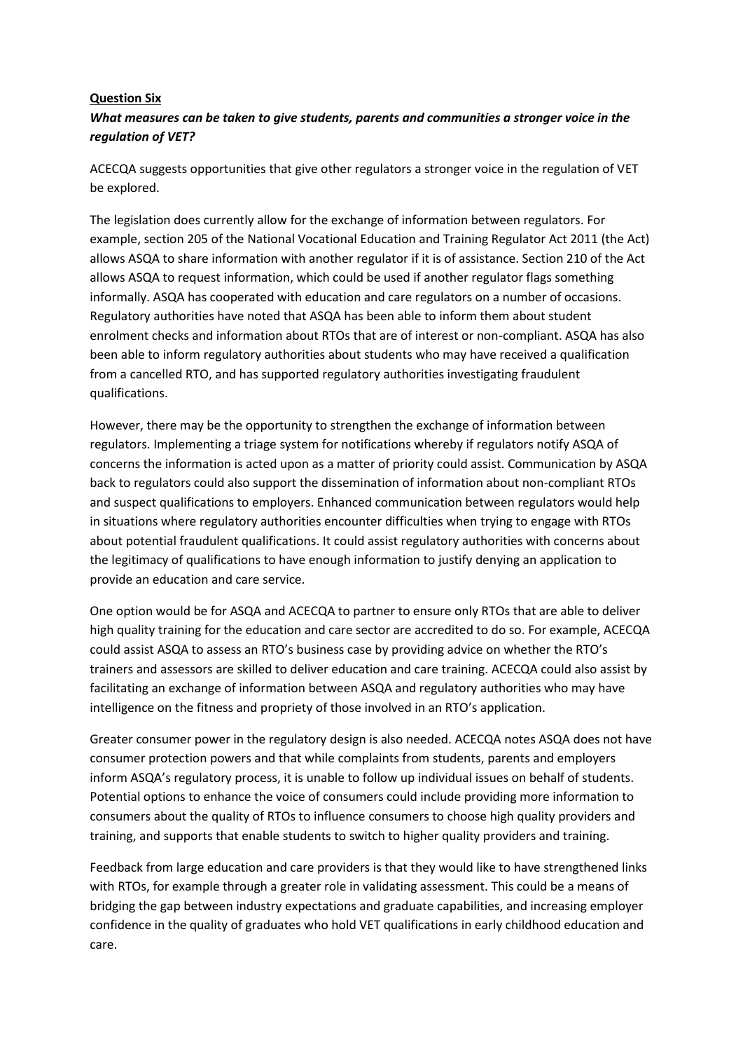**Question Six**

***What measures can be taken to give students, parents and communities a stronger voice in the regulation of VET?***

ACECQA suggests opportunities that give other regulators a stronger voice in the regulation of VET be explored.

The legislation does currently allow for the exchange of information between regulators. For example, section 205 of the National Vocational Education and Training Regulator Act 2011 (the Act) allows ASQA to share information with another regulator if it is of assistance. Section 210 of the Act allows ASQA to request information, which could be used if another regulator flags something informally. ASQA has cooperated with education and care regulators on a number of occasions. Regulatory authorities have noted that ASQA has been able to inform them about student enrolment checks and information about RTOs that are of interest or non-compliant. ASQA has also been able to inform regulatory authorities about students who may have received a qualification from a cancelled RTO, and has supported regulatory authorities investigating fraudulent qualifications.

However, there may be the opportunity to strengthen the exchange of information between regulators. Implementing a triage system for notifications whereby if regulators notify ASQA of concerns the information is acted upon as a matter of priority could assist. Communication by ASQA back to regulators could also support the dissemination of information about non-compliant RTOs and suspect qualifications to employers. Enhanced communication between regulators would help in situations where regulatory authorities encounter difficulties when trying to engage with RTOs about potential fraudulent qualifications. It could assist regulatory authorities with concerns about the legitimacy of qualifications to have enough information to justify denying an application to provide an education and care service.

One option would be for ASQA and ACECQA to partner to ensure only RTOs that are able to deliver high quality training for the education and care sector are accredited to do so. For example, ACECQA could assist ASQA to assess an RTO's business case by providing advice on whether the RTO's trainers and assessors are skilled to deliver education and care training. ACECQA could also assist by facilitating an exchange of information between ASQA and regulatory authorities who may have intelligence on the fitness and propriety of those involved in an RTO's application.

Greater consumer power in the regulatory design is also needed. ACECQA notes ASQA does not have consumer protection powers and that while complaints from students, parents and employers inform ASQA's regulatory process, it is unable to follow up individual issues on behalf of students. Potential options to enhance the voice of consumers could include providing more information to consumers about the quality of RTOs to influence consumers to choose high quality providers and training, and supports that enable students to switch to higher quality providers and training.

Feedback from large education and care providers is that they would like to have strengthened links with RTOs, for example through a greater role in validating assessment. This could be a means of bridging the gap between industry expectations and graduate capabilities, and increasing employer confidence in the quality of graduates who hold VET qualifications in early childhood education and care.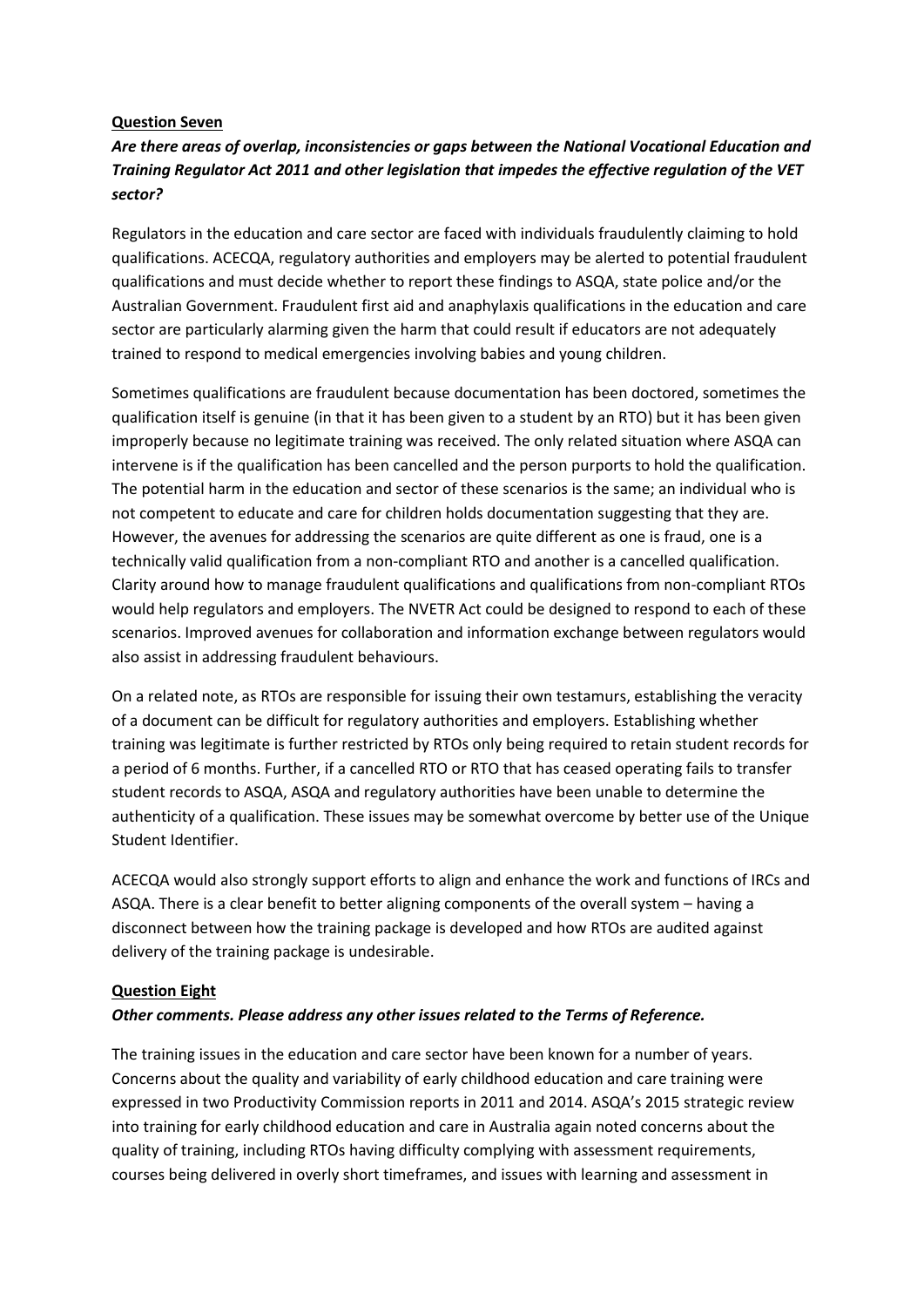**Question Seven**

***Are there areas of overlap, inconsistencies or gaps between the National Vocational Education and Training Regulator Act 2011 and other legislation that impedes the effective regulation of the VET sector?***

Regulators in the education and care sector are faced with individuals fraudulently claiming to hold qualifications. ACECQA, regulatory authorities and employers may be alerted to potential fraudulent qualifications and must decide whether to report these findings to ASQA, state police and/or the Australian Government. Fraudulent first aid and anaphylaxis qualifications in the education and care sector are particularly alarming given the harm that could result if educators are not adequately trained to respond to medical emergencies involving babies and young children.

Sometimes qualifications are fraudulent because documentation has been doctored, sometimes the qualification itself is genuine (in that it has been given to a student by an RTO) but it has been given improperly because no legitimate training was received. The only related situation where ASQA can intervene is if the qualification has been cancelled and the person purports to hold the qualification. The potential harm in the education and sector of these scenarios is the same; an individual who is not competent to educate and care for children holds documentation suggesting that they are. However, the avenues for addressing the scenarios are quite different as one is fraud, one is a technically valid qualification from a non-compliant RTO and another is a cancelled qualification. Clarity around how to manage fraudulent qualifications and qualifications from non-compliant RTOs would help regulators and employers. The NVETR Act could be designed to respond to each of these scenarios. Improved avenues for collaboration and information exchange between regulators would also assist in addressing fraudulent behaviours.

On a related note, as RTOs are responsible for issuing their own testamurs, establishing the veracity of a document can be difficult for regulatory authorities and employers. Establishing whether training was legitimate is further restricted by RTOs only being required to retain student records for a period of 6 months. Further, if a cancelled RTO or RTO that has ceased operating fails to transfer student records to ASQA, ASQA and regulatory authorities have been unable to determine the authenticity of a qualification. These issues may be somewhat overcome by better use of the Unique Student Identifier.

ACECQA would also strongly support efforts to align and enhance the work and functions of IRCs and ASQA. There is a clear benefit to better aligning components of the overall system – having a disconnect between how the training package is developed and how RTOs are audited against delivery of the training package is undesirable.

**Question Eight**

***Other comments. Please address any other issues related to the Terms of Reference.***

The training issues in the education and care sector have been known for a number of years. Concerns about the quality and variability of early childhood education and care training were expressed in two Productivity Commission reports in 2011 and 2014. ASQA's 2015 strategic review into training for early childhood education and care in Australia again noted concerns about the quality of training, including RTOs having difficulty complying with assessment requirements, courses being delivered in overly short timeframes, and issues with learning and assessment in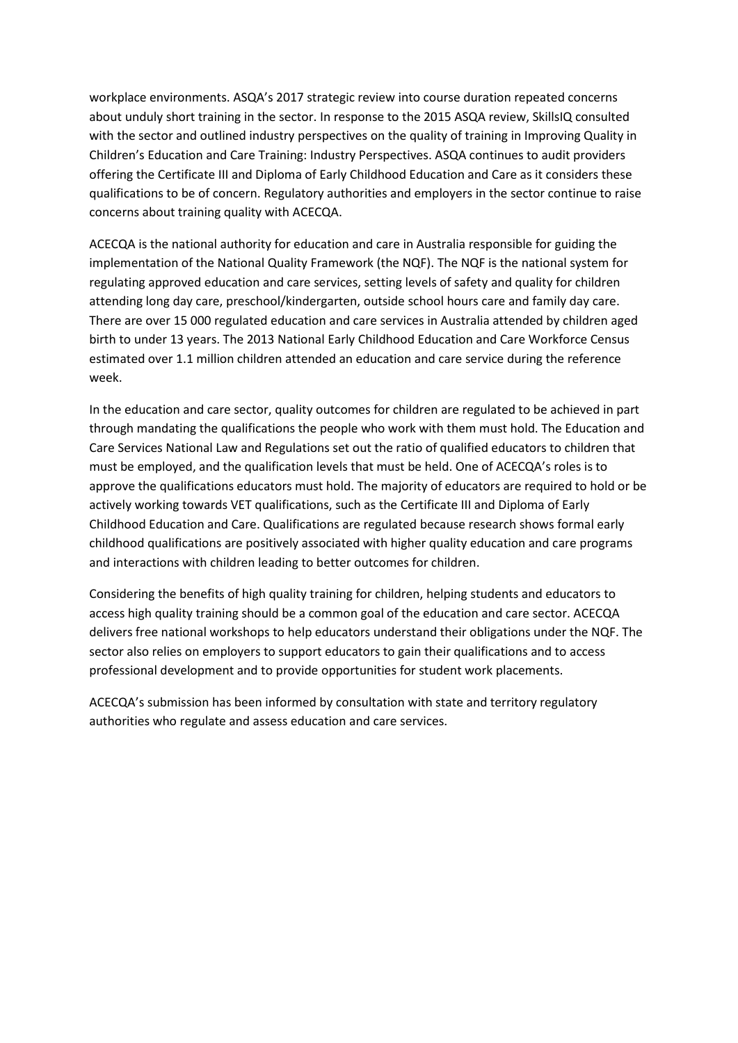workplace environments. ASQA's 2017 strategic review into course duration repeated concerns about unduly short training in the sector. In response to the 2015 ASQA review, SkillsIQ consulted with the sector and outlined industry perspectives on the quality of training in Improving Quality in Children's Education and Care Training: Industry Perspectives. ASQA continues to audit providers offering the Certificate III and Diploma of Early Childhood Education and Care as it considers these qualifications to be of concern. Regulatory authorities and employers in the sector continue to raise concerns about training quality with ACECQA.

ACECQA is the national authority for education and care in Australia responsible for guiding the implementation of the National Quality Framework (the NQF). The NQF is the national system for regulating approved education and care services, setting levels of safety and quality for children attending long day care, preschool/kindergarten, outside school hours care and family day care. There are over 15 000 regulated education and care services in Australia attended by children aged birth to under 13 years. The 2013 National Early Childhood Education and Care Workforce Census estimated over 1.1 million children attended an education and care service during the reference week.

In the education and care sector, quality outcomes for children are regulated to be achieved in part through mandating the qualifications the people who work with them must hold. The Education and Care Services National Law and Regulations set out the ratio of qualified educators to children that must be employed, and the qualification levels that must be held. One of ACECQA's roles is to approve the qualifications educators must hold. The majority of educators are required to hold or be actively working towards VET qualifications, such as the Certificate III and Diploma of Early Childhood Education and Care. Qualifications are regulated because research shows formal early childhood qualifications are positively associated with higher quality education and care programs and interactions with children leading to better outcomes for children.

Considering the benefits of high quality training for children, helping students and educators to access high quality training should be a common goal of the education and care sector. ACECQA delivers free national workshops to help educators understand their obligations under the NQF. The sector also relies on employers to support educators to gain their qualifications and to access professional development and to provide opportunities for student work placements.

ACECQA's submission has been informed by consultation with state and territory regulatory authorities who regulate and assess education and care services.